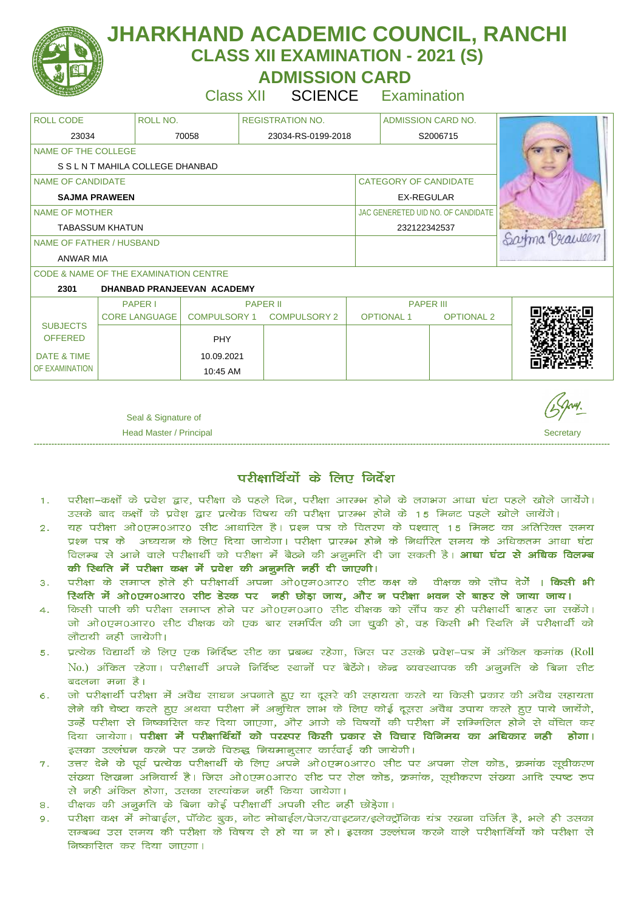# JHARKHAND ACADEMIC COUNCIL, RANCHI

## CLASS XII EXAMINATION - 2021 (S)

## ADMISSION CARD

Class XII SCIENCE Examination

| ROLL CODE | ROLL NO. | REGISTRATION NO. | ADMISSION CARD NO. |
|---|---|---|---|
| 23034 | 70058 | 23034-RS-0199-2018 | S2006715 |

| NAME OF THE COLLEGE | |
|---|---|
| S S L N T MAHILA COLLEGE DHANBAD | |

| NAME OF CANDIDATE | CATEGORY OF CANDIDATE |
|---|---|
| **SAJMA PRAWEEN** | EX-REGULAR |

| NAME OF MOTHER | JAC GENERETED UID NO. OF CANDIDATE |
|---|---|
| TABASSUM KHATUN | 232122342537 |

| NAME OF FATHER / HUSBAND |
|---|
| ANWAR MIA |

| CODE & NAME OF THE EXAMINATION CENTRE | |
|---|---|
| **2301** | **DHANBAD PRANJEEVAN ACADEMY** |

| | PAPER I | PAPER II | | PAPER III | |
|---|---|---|---|---|---|
| | CORE LANGUAGE | COMPULSORY 1 | COMPULSORY 2 | OPTIONAL 1 | OPTIONAL 2 |
| SUBJECTS OFFERED | | PHY | | | |
| DATE & TIME OF EXAMINATION | | 10.09.2021 10:45 AM | | | |

Seal & Signature of
Head Master / Principal

Secretary

---

## परीक्षार्थियों के लिए निर्देश

1. परीक्षा–कक्षों के प्रवेश द्वार, परीक्षा के पहले दिन, परीक्षा आरम्भ होने के लगभग आधा घंटा पहले खोले जायेंगे। उसके बाद कक्षों के प्रवेश द्वार प्रत्येक विषय की परीक्षा प्रारम्भ होने के 15 मिनट पहले खोले जायेंगे।
2. यह परीक्षा ओ0एम0आर0 सीट आधारित है। प्रश्न पत्र के वितरण के पश्चात् 15 मिनट का अतिरिक्त समय प्रश्न पत्र के अध्ययन के लिए दिया जायेगा। परीक्षा प्रारम्भ होने के निर्धारित समय के अधिकतम आधा घंटा विलम्ब से आने वाले परीक्षार्थी को परीक्षा में बैठने की अनुमति दी जा सकती है। **आधा घंटा से अधिक विलम्ब की स्थिति में परीक्षा कक्ष में प्रवेश की अनुमति नहीं दी जाएगी।**
3. परीक्षा के समाप्त होते ही परीक्षार्थी अपना ओ0एम0आर0 सीट कक्ष के वीक्षक को सौप देगें । **किसी भी स्थिति में ओ0एम0आर0 सीट डेस्क पर नही छोड़ा जाय, और न परीक्षा भवन से बाहर ले जाया जाय।**
4. किसी पाली की परीक्षा समाप्त होने पर ओ0एम0आ0 सीट वीक्षक को सौंप कर ही परीक्षार्थी बाहर जा सकेंगे। जो ओ0एम0आर0 सीट वीक्षक को एक बार समर्पित की जा चुकी हो, वह किसी भी स्थिति में परीक्षार्थी को लौटायी नहीं जायेगी।
5. प्रत्येक विद्यार्थी के लिए एक निर्दिष्ट सीट का प्रबन्ध रहेगा, जिस पर उसके प्रवेश–पत्र में अंकित क्रमांक (Roll No.) अंकित रहेगा। परीक्षार्थी अपने निर्दिष्ट स्थानों पर बैठेंगे। केन्द्र व्यवस्थापक की अनुमति के बिना सीट बदलना मना है।
6. जो परीक्षार्थी परीक्षा में अवैध साधन अपनाते हुए या दूसरे की सहायता करते या किसी प्रकार की अवैध सहायता लेने की चेष्टा करते हुए अथवा परीक्षा में अनुचित लाभ के लिए कोई दूसरा अवैध उपाय करते हुए पाये जायेंगे, उन्हें परीक्षा से निष्कासित कर दिया जाएगा, और आगे के विषयों की परीक्षा में सम्मिलित होने से वंचित कर दिया जायेगा। **परीक्षा में परीक्षार्थियों को परस्पर किसी प्रकार से विचार विनिमय का अधिकार नही होगा।** इसका उल्लंघन करने पर उनके विरुद्ध नियमानुसार कार्यवाई की जायेगी।
7. उत्तर देने के पूर्व प्रत्येक परीक्षार्थी के लिए अपने ओ0एम0आर0 सीट पर अपना रोल कोड, क्रमांक सूचीकरण संख्या लिखना अनिवार्य है। जिस ओ0एम0आर0 सीट पर रोल कोड, क्रमांक, सूचीकरण संख्या आदि स्पष्ट रुप से नही अंकित होगा, उसका सत्यांकन नहीं किया जायेगा।
8. वीक्षक की अनुमति के बिना कोई परीक्षार्थी अपनी सीट नहीं छोड़ेगा।
9. परीक्षा कक्ष में मोबाईल, पॉकेट बुक, नोट मोबाईल/पेजर/वाइटनर/इलेक्ट्रॉनिक यंत्र रखना वर्जित है, भले ही उसका सम्बन्ध उस समय की परीक्षा के विषय से हो या न हो। इसका उल्लंघन करने वाले परीक्षार्थियों को परीक्षा से निष्कासित कर दिया जाएगा।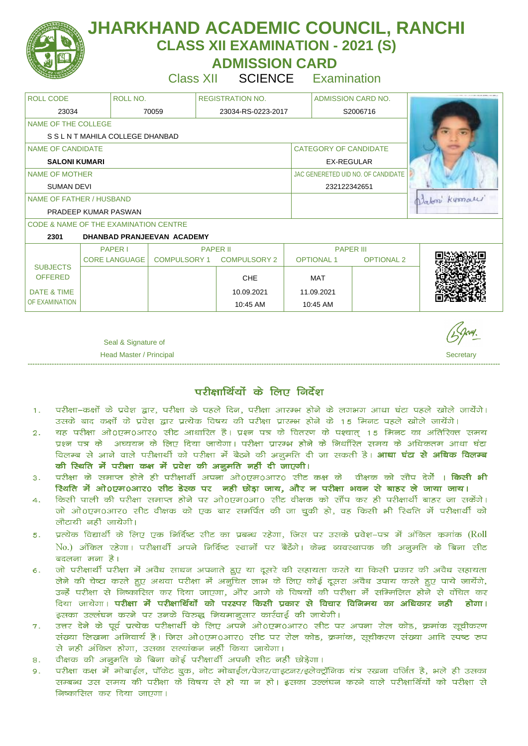# JHARKHAND ACADEMIC COUNCIL, RANCHI

## CLASS XII EXAMINATION - 2021 (S)

## ADMISSION CARD

Class XII SCIENCE Examination

| ROLL CODE | ROLL NO. | REGISTRATION NO. | ADMISSION CARD NO. |
|---|---|---|---|
| 23034 | 70059 | 23034-RS-0223-2017 | S2006716 |

NAME OF THE COLLEGE
S S L N T MAHILA COLLEGE DHANBAD

| NAME OF CANDIDATE | CATEGORY OF CANDIDATE |
|---|---|
| **SALONI KUMARI** | EX-REGULAR |
| NAME OF MOTHER | JAC GENERETED UID NO. OF CANDIDATE |
| SUMAN DEVI | 232122342651 |
| NAME OF FATHER / HUSBAND | |
| PRADEEP KUMAR PASWAN | |

CODE & NAME OF THE EXAMINATION CENTRE
**2301 DHANBAD PRANJEEVAN ACADEMY**

| | PAPER I | PAPER II | | PAPER III | |
|---|---|---|---|---|---|
| | CORE LANGUAGE | COMPULSORY 1 | COMPULSORY 2 | OPTIONAL 1 | OPTIONAL 2 |
| SUBJECTS OFFERED | | | CHE | MAT | |
| DATE & TIME OF EXAMINATION | | | 10.09.2021 10:45 AM | 11.09.2021 10:45 AM | |

Seal & Signature of
Head Master / Principal

Secretary

## परीक्षार्थियों के लिए निर्देश

1. परीक्षा–कक्षों के प्रवेश द्वार, परीक्षा के पहले दिन, परीक्षा आरम्भ होने के लगभग आधा घंटा पहले खोले जायेंगे। उसके बाद कक्षों के प्रवेश द्वार प्रत्येक विषय की परीक्षा प्रारम्भ होने के 15 मिनट पहले खोले जायेंगे।
2. यह परीक्षा ओ0एम0आर0 सीट आधारित है। प्रश्न पत्र के वितरण के पश्चात् 15 मिनट का अतिरिक्त समय प्रश्न पत्र के अध्ययन के लिए दिया जायेगा। परीक्षा प्रारम्भ होने के निर्धारित समय के अधिकतम आधा घंटा विलम्ब से आने वाले परीक्षार्थी को परीक्षा में बैठने की अनुमति दी जा सकती है। **आधा घंटा से अधिक विलम्ब की स्थिति में परीक्षा कक्ष में प्रवेश की अनुमति नहीं दी जाएगी।**
3. परीक्षा के समाप्त होते ही परीक्षार्थी अपना ओ0एम0आर0 सीट कक्ष के वीक्षक को सौप देगें । **किसी भी स्थिति में ओ0एम0आर0 सीट डेस्क पर नही छोड़ा जाय, और न परीक्षा भवन से बाहर ले जाया जाय।**
4. किसी पाली की परीक्षा समाप्त होने पर ओ0एम0आ0 सीट वीक्षक को सौंप कर ही परीक्षार्थी बाहर जा सकेंगे। जो ओ0एम0आर0 सीट वीक्षक को एक बार समर्पित की जा चुकी हो, वह किसी भी स्थिति में परीक्षार्थी को लौटायी नहीं जायेगी।
5. प्रत्येक विद्यार्थी के लिए एक निर्दिष्ट सीट का प्रबन्ध रहेगा, जिस पर उसके प्रवेश–पत्र में अंकित क्रमांक (Roll No.) अंकित रहेगा। परीक्षार्थी अपने निर्दिष्ट स्थानों पर बैठेंगे। केंद्र व्यवस्थापक की अनुमति के बिना सीट बदलना मना है।
6. जो परीक्षार्थी परीक्षा में अवैध साधन अपनाते हुए या दूसरे की सहायता करते या किसी प्रकार की अवैध सहायता लेने की चेष्टा करते हुए अथवा परीक्षा में अनुचित लाभ के लिए कोई दूसरा अवैध उपाय करते हुए पाये जायेंगे, उन्हें परीक्षा से निष्कासित कर दिया जाएगा, और आगे के विषयों की परीक्षा में सम्मिलित होने से वंचित कर दिया जायेगा। **परीक्षा में परीक्षार्थियों को परस्पर किसी प्रकार से विचार विनिमय का अधिकार नही होगा।** इसका उल्लंघन करने पर उनके विरुद्ध नियमानुसार कार्रवाई की जायेगी।
7. उत्तर देने के पूर्व प्रत्येक परीक्षार्थी के लिए अपने ओ0एम0आर0 सीट पर अपना रोल कोड, क्रमांक सूचीकरण संख्या लिखना अनिवार्य है। जिस ओ0एम0आर0 सीट पर रोल कोड, क्रमांक, सूचीकरण संख्या आदि स्पष्ट रुप से नही अंकित होगा, उसका सत्यांकन नहीं किया जायेगा।
8. वीक्षक की अनुमति के बिना कोई परीक्षार्थी अपनी सीट नहीं छोड़ेगा।
9. परीक्षा कक्ष में मोबाईल, पॉकेट बुक, नोट मोबाईल/पेजर/वाइटनर/इलेक्ट्रॉनिक यंत्र रखना वर्जित है, भले ही उसका सम्बन्ध उस समय की परीक्षा के विषय से हो या न हो। इसका उल्लंघन करने वाले परीक्षार्थियों को परीक्षा से निष्कासित कर दिया जाएगा।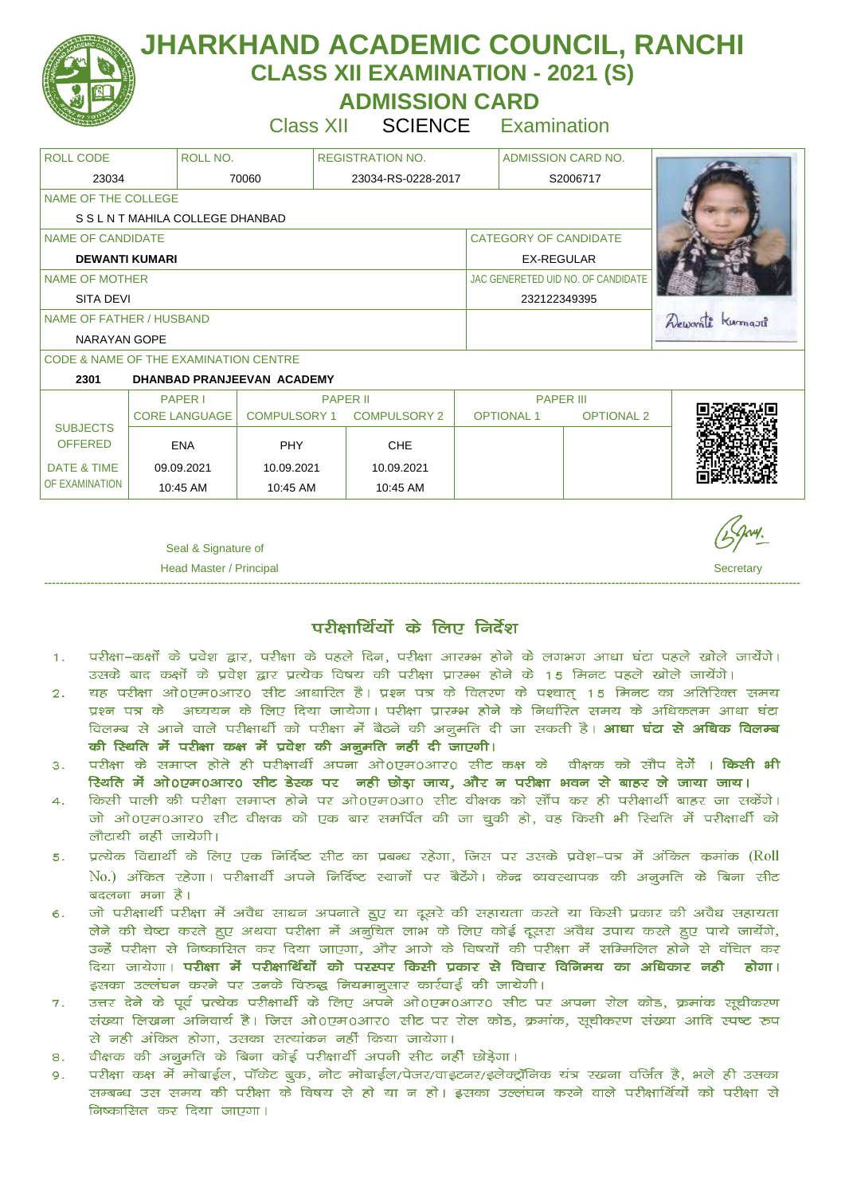# JHARKHAND ACADEMIC COUNCIL, RANCHI

## CLASS XII EXAMINATION - 2021 (S)

## ADMISSION CARD

Class XII SCIENCE Examination

| ROLL CODE | ROLL NO. | REGISTRATION NO. | ADMISSION CARD NO. |
|---|---|---|---|
| 23034 | 70060 | 23034-RS-0228-2017 | S2006717 |

NAME OF THE COLLEGE

S S L N T MAHILA COLLEGE DHANBAD

| NAME OF CANDIDATE | CATEGORY OF CANDIDATE |
|---|---|
| **DEWANTI KUMARI** | EX-REGULAR |
| NAME OF MOTHER | JAC GENERETED UID NO. OF CANDIDATE |
| SITA DEVI | 232122349395 |
| NAME OF FATHER / HUSBAND | |
| NARAYAN GOPE | |

Dewanti Kumari

CODE & NAME OF THE EXAMINATION CENTRE

**2301 DHANBAD PRANJEEVAN ACADEMY**

| | PAPER I | PAPER II | | PAPER III | |
|---|---|---|---|---|---|
| SUBJECTS OFFERED | CORE LANGUAGE | COMPULSORY 1 | COMPULSORY 2 | OPTIONAL 1 | OPTIONAL 2 |
| | ENA | PHY | CHE | | |
| DATE & TIME OF EXAMINATION | 09.09.2021<br>10:45 AM | 10.09.2021<br>10:45 AM | 10.09.2021<br>10:45 AM | | |

Seal & Signature of
Head Master / Principal

Secretary

---

## परीक्षार्थियों के लिए निर्देश

1. परीक्षा–कक्षों के प्रवेश द्वार, परीक्षा के पहले दिन, परीक्षा आरम्भ होने के लगभग आधा घंटा पहले खोले जायेंगे। उसके बाद कक्षों के प्रवेश द्वार प्रत्येक विषय की परीक्षा प्रारम्भ होने के 15 मिनट पहले खोले जायेंगे।
2. यह परीक्षा ओ0एम0आर0 सीट आधारित है। प्रश्न पत्र के वितरण के पश्चात् 15 मिनट का अतिरिक्त समय प्रश्न पत्र के अध्ययन के लिए दिया जायेगा। परीक्षा प्रारम्भ होने के निर्धारित समय के अधिकतम आधा घंटा विलम्ब से आने वाले परीक्षार्थी को परीक्षा में बैठने की अनुमति दी जा सकती है। **आधा घंटा से अधिक विलम्ब की स्थिति में परीक्षा कक्ष में प्रवेश की अनुमति नहीं दी जाएगी।**
3. परीक्षा के समाप्त होते ही परीक्षार्थी अपना ओ0एम0आर0 सीट कक्ष के वीक्षक को सौप देगें । **किसी भी स्थिति में ओ0एम0आर0 सीट डेस्क पर नही छोड़ा जाय, और न परीक्षा भवन से बाहर ले जाया जाय।**
4. किसी पाली की परीक्षा समाप्त होने पर ओ0एम0आ0 सीट वीक्षक को सौंप कर ही परीक्षार्थी बाहर जा सकेंगे। जो ओ0एम0आर0 सीट वीक्षक को एक बार समर्पित की जा चुकी हो, वह किसी भी स्थिति में परीक्षार्थी को लौटायी नहीं जायेगी।
5. प्रत्येक विद्यार्थी के लिए एक निर्दिष्ट सीट का प्रबन्ध रहेगा, जिस पर उसके प्रवेश–पत्र में अंकित क्रमांक (Roll No.) अंकित रहेगा। परीक्षार्थी अपने निर्दिष्ट स्थानों पर बैठेंगे। केंद्र व्यवस्थापक की अनुमति के बिना सीट बदलना मना है।
6. जो परीक्षार्थी परीक्षा में अवैध साधन अपनाते हुए या दूसरे की सहायता करते या किसी प्रकार की अवैध सहायता लेने की चेष्टा करते हुए अथवा परीक्षा में अनुचित लाभ के लिए कोई दूसरा अवैध उपाय करते हुए पाये जायेंगे, उन्हें परीक्षा से निष्कासित कर दिया जाएगा, और आगे के विषयों की परीक्षा में सम्मिलित होने से वंचित कर दिया जायेगा। **परीक्षा में परीक्षार्थियों को परस्पर किसी प्रकार से विचार विनिमय का अधिकार नही होगा।** इसका उल्लंघन करने पर उनके विरुद्ध नियमानुसार कार्रवाई की जायेगी।
7. उत्तर देने के पूर्व प्रत्येक परीक्षार्थी के लिए अपने ओ0एम0आर0 सीट पर अपना रोल कोड, क्रमांक सूचीकरण संख्या लिखना अनिवार्य है। जिस ओ0एम0आर0 सीट पर रोल कोड, क्रमांक, सूचीकरण संख्या आदि स्पष्ट रुप से नही अंकित होगा, उसका सत्यांकन नहीं किया जायेगा।
8. वीक्षक की अनुमति के बिना कोई परीक्षार्थी अपनी सीट नहीं छोड़ेगा।
9. परीक्षा कक्ष में मोबाईल, पॉकेट बुक, नोट मोबाईल/पेजर/वाइटनर/इलेक्ट्रॉनिक यंत्र रखना वर्जित है, भले ही उसका सम्बन्ध उस समय की परीक्षा के विषय से हो या न हो। इसका उल्लंघन करने वाले परीक्षार्थियों को परीक्षा से निष्कासित कर दिया जाएगा।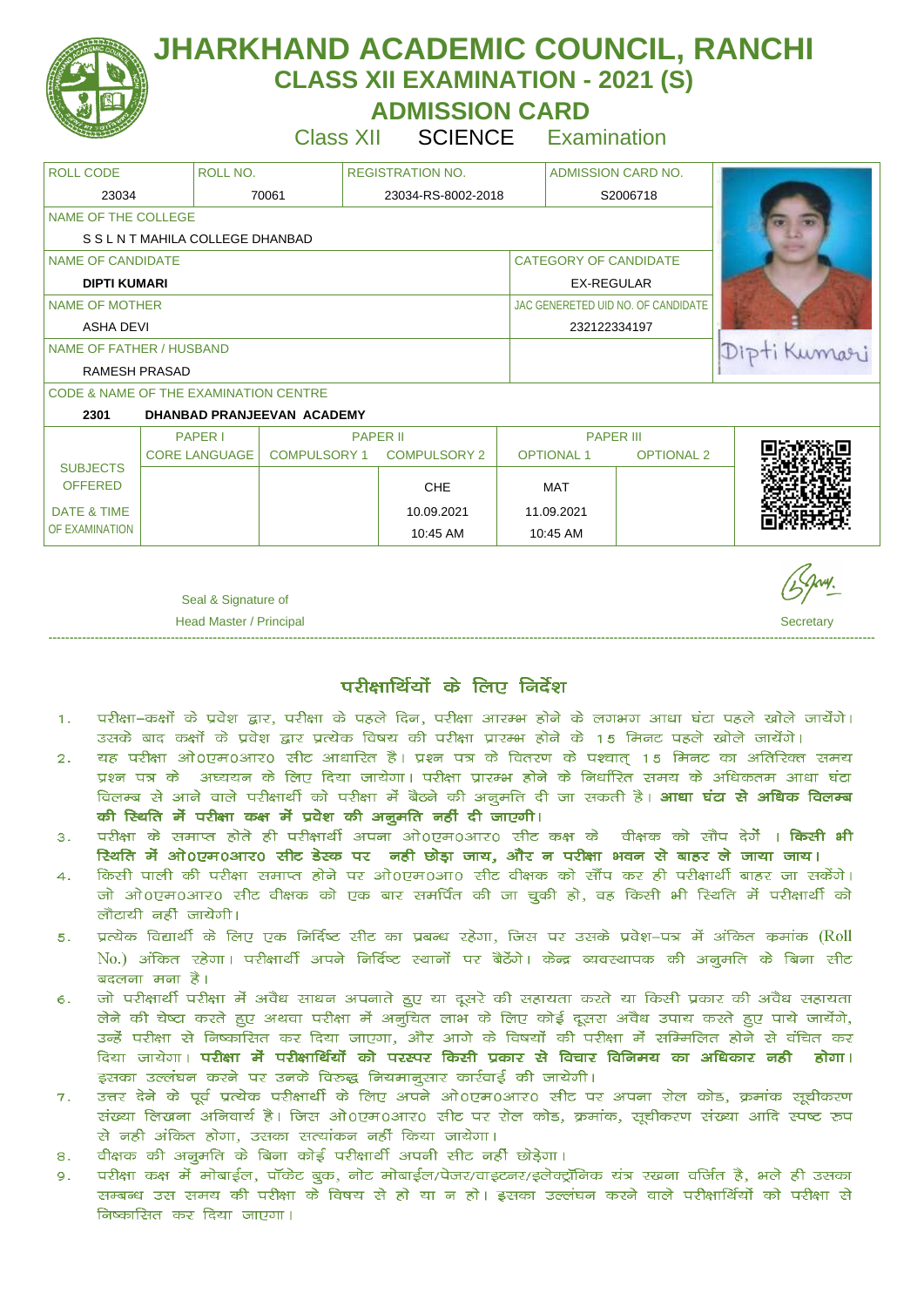# JHARKHAND ACADEMIC COUNCIL, RANCHI

## CLASS XII EXAMINATION - 2021 (S)

## ADMISSION CARD

Class XII SCIENCE Examination

| ROLL CODE | ROLL NO. | REGISTRATION NO. | ADMISSION CARD NO. |
|---|---|---|---|
| 23034 | 70061 | 23034-RS-8002-2018 | S2006718 |

| | |
|---|---|
| NAME OF THE COLLEGE | |
| S S L N T MAHILA COLLEGE DHANBAD | |
| NAME OF CANDIDATE | CATEGORY OF CANDIDATE |
| **DIPTI KUMARI** | EX-REGULAR |
| NAME OF MOTHER | JAC GENERETED UID NO. OF CANDIDATE |
| ASHA DEVI | 232122334197 |
| NAME OF FATHER / HUSBAND | |
| RAMESH PRASAD | |

Dipti Kumari

CODE & NAME OF THE EXAMINATION CENTRE

**2301 DHANBAD PRANJEEVAN ACADEMY**

| SUBJECTS OFFERED | PAPER I | PAPER II | | PAPER III | |
|---|---|---|---|---|---|
| | CORE LANGUAGE | COMPULSORY 1 | COMPULSORY 2 | OPTIONAL 1 | OPTIONAL 2 |
| | | | CHE | MAT | |
| DATE & TIME OF EXAMINATION | | | 10.09.2021<br>10:45 AM | 11.09.2021<br>10:45 AM | |

Seal & Signature of
Head Master / Principal

Secretary

---

## परीक्षार्थियों के लिए निर्देश

1. परीक्षा–कक्षों के प्रवेश द्वार, परीक्षा के पहले दिन, परीक्षा आरम्भ होने के लगभग आधा घंटा पहले खोले जायेंगे। उसके बाद कक्षों के प्रवेश द्वार प्रत्येक विषय की परीक्षा प्रारम्भ होने के 15 मिनट पहले खोले जायेंगे।
2. यह परीक्षा ओ0एम0आर0 सीट आधारित है। प्रश्न पत्र के वितरण के पश्चात् 15 मिनट का अतिरिक्त समय प्रश्न पत्र के अध्ययन के लिए दिया जायेगा। परीक्षा प्रारम्भ होने के निर्धारित समय के अधिकतम आधा घंटा विलम्ब से आने वाले परीक्षार्थी को परीक्षा में बैठने की अनुमति दी जा सकती है। **आधा घंटा से अधिक विलम्ब की स्थिति में परीक्षा कक्ष में प्रवेश की अनुमति नहीं दी जाएगी।**
3. परीक्षा के समाप्त होते ही परीक्षार्थी अपना ओ0एम0आर0 सीट कक्ष के वीक्षक को सौप देगें । **किसी भी स्थिति में ओ0एम0आर0 सीट डेस्क पर नही छोड़ा जाय, और न परीक्षा भवन से बाहर ले जाया जाय।**
4. किसी पाली की परीक्षा समाप्त होने पर ओ0एम0आ0 सीट वीक्षक को सौंप कर ही परीक्षार्थी बाहर जा सकेंगे। जो ओ0एम0आर0 सीट वीक्षक को एक बार समर्पित की जा चुकी हो, वह किसी भी स्थिति में परीक्षार्थी को लौटायी नहीं जायेगी।
5. प्रत्येक विद्यार्थी के लिए एक निर्दिष्ट सीट का प्रबन्ध रहेगा, जिस पर उसके प्रवेश–पत्र में अंकित क्रमांक (Roll No.) अंकित रहेगा। परीक्षार्थी अपने निर्दिष्ट स्थानों पर बैठेंगे। केन्द्र व्यवस्थापक की अनुमति के बिना सीट बदलना मना है।
6. जो परीक्षार्थी परीक्षा में अवैध साधन अपनाते हुए या दूसरे की सहायता करते या किसी प्रकार की अवैध सहायता लेने की चेष्टा करते हुए अथवा परीक्षा में अनुचित लाभ के लिए कोई दूसरा अवैध उपाय करते हुए पाये जायेंगे, उन्हें परीक्षा से निष्कासित कर दिया जाएगा, और आगे के विषयों की परीक्षा में सम्मिलित होने से वंचित कर दिया जायेगा। **परीक्षा में परीक्षार्थियों को परस्पर किसी प्रकार से विचार विनिमय का अधिकार नही होगा।** इसका उल्लंघन करने पर उनके विरुद्ध नियमानुसार कार्रवाई की जायेगी।
7. उत्तर देने के पूर्व प्रत्येक परीक्षार्थी के लिए अपने ओ0एम0आर0 सीट पर अपना रोल कोड, क्रमांक सूचीकरण संख्या लिखना अनिवार्य है। जिस ओ0एम0आर0 सीट पर रोल कोड, क्रमांक, सूचीकरण संख्या आदि स्पष्ट रुप से नही अंकित होगा, उसका सत्यांकन नहीं किया जायेगा।
8. वीक्षक की अनुमति के बिना कोई परीक्षार्थी अपनी सीट नहीं छोड़ेगा।
9. परीक्षा कक्ष में मोबाईल, पॉकेट बुक, नोट मोबाईल/पेजर/वाइटनर/इलेक्ट्रॉनिक यंत्र रखना वर्जित है, भले ही उसका सम्बन्ध उस समय की परीक्षा के विषय से हो या न हो। इसका उल्लंघन करने वाले परीक्षार्थियों को परीक्षा से निष्कासित कर दिया जाएगा।